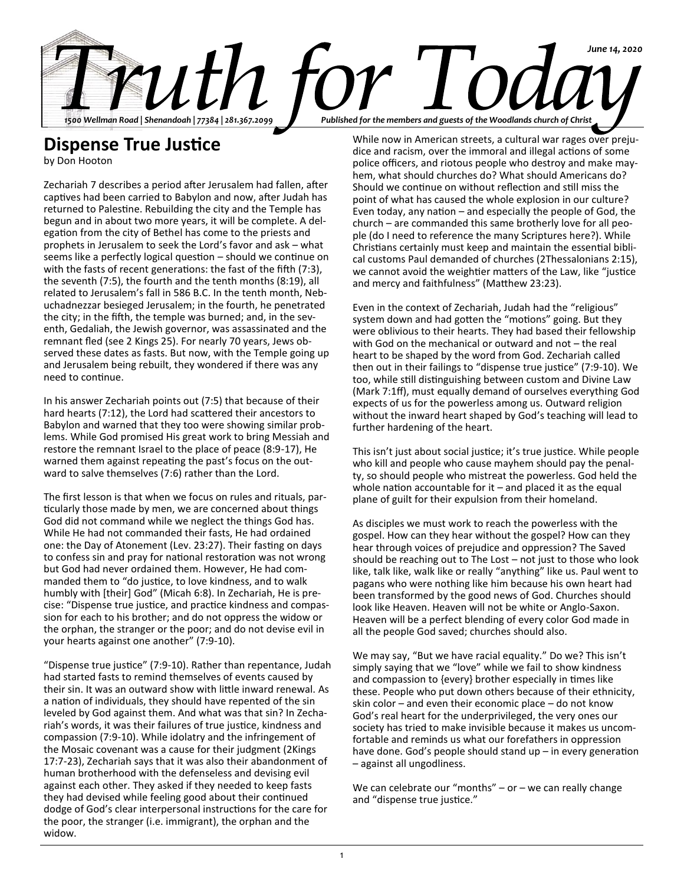# Truth for Today

June 14, 2020

1500 Wellman Road | Shenandoah | 77384 | 281.367.2099

Published for the members and guests of the Woodlands church of Christ

## Dispense True Justice

by Don Hooton

Zechariah 7 describes a period after Jerusalem had fallen, after captives had been carried to Babylon and now, after Judah has returned to Palestine. Rebuilding the city and the Temple has begun and in about two more years, it will be complete. A delegation from the city of Bethel has come to the priests and prophets in Jerusalem to seek the Lord's favor and ask – what seems like a perfectly logical question – should we continue on with the fasts of recent generations: the fast of the fifth (7:3), the seventh (7:5), the fourth and the tenth months (8:19), all related to Jerusalem's fall in 586 B.C. In the tenth month, Nebuchadnezzar besieged Jerusalem; in the fourth, he penetrated the city; in the fifth, the temple was burned; and, in the seventh, Gedaliah, the Jewish governor, was assassinated and the remnant fled (see 2 Kings 25). For nearly 70 years, Jews observed these dates as fasts. But now, with the Temple going up and Jerusalem being rebuilt, they wondered if there was any need to continue.

In his answer Zechariah points out (7:5) that because of their hard hearts (7:12), the Lord had scattered their ancestors to Babylon and warned that they too were showing similar problems. While God promised His great work to bring Messiah and restore the remnant Israel to the place of peace (8:9-17), He warned them against repeating the past's focus on the outward to salve themselves (7:6) rather than the Lord.

The first lesson is that when we focus on rules and rituals, particularly those made by men, we are concerned about things God did not command while we neglect the things God has. While He had not commanded their fasts, He had ordained one: the Day of Atonement (Lev. 23:27). Their fasting on days to confess sin and pray for national restoration was not wrong but God had never ordained them. However, He had commanded them to "do justice, to love kindness, and to walk humbly with [their] God" (Micah 6:8). In Zechariah, He is precise: "Dispense true justice, and practice kindness and compassion for each to his brother; and do not oppress the widow or the orphan, the stranger or the poor; and do not devise evil in your hearts against one another" (7:9-10).

"Dispense true justice" (7:9-10). Rather than repentance, Judah had started fasts to remind themselves of events caused by their sin. It was an outward show with little inward renewal. As a nation of individuals, they should have repented of the sin leveled by God against them. And what was that sin? In Zechariah's words, it was their failures of true justice, kindness and compassion (7:9-10). While idolatry and the infringement of the Mosaic covenant was a cause for their judgment (2Kings 17:7-23), Zechariah says that it was also their abandonment of human brotherhood with the defenseless and devising evil against each other. They asked if they needed to keep fasts they had devised while feeling good about their continued dodge of God's clear interpersonal instructions for the care for the poor, the stranger (i.e. immigrant), the orphan and the widow.

While now in American streets, a cultural war rages over prejudice and racism, over the immoral and illegal actions of some police officers, and riotous people who destroy and make mayhem, what should churches do? What should Americans do? Should we continue on without reflection and still miss the point of what has caused the whole explosion in our culture? Even today, any nation – and especially the people of God, the church – are commanded this same brotherly love for all people (do I need to reference the many Scriptures here?). While Christians certainly must keep and maintain the essential biblical customs Paul demanded of churches (2Thessalonians 2:15), we cannot avoid the weightier matters of the Law, like "justice and mercy and faithfulness" (Matthew 23:23).

Even in the context of Zechariah, Judah had the "religious" system down and had gotten the "motions" going. But they were oblivious to their hearts. They had based their fellowship with God on the mechanical or outward and not – the real heart to be shaped by the word from God. Zechariah called then out in their failings to "dispense true justice" (7:9-10). We too, while still distinguishing between custom and Divine Law (Mark 7:1ff), must equally demand of ourselves everything God expects of us for the powerless among us. Outward religion without the inward heart shaped by God's teaching will lead to further hardening of the heart.

This isn't just about social justice; it's true justice. While people who kill and people who cause mayhem should pay the penalty, so should people who mistreat the powerless. God held the whole nation accountable for it – and placed it as the equal plane of guilt for their expulsion from their homeland.

As disciples we must work to reach the powerless with the gospel. How can they hear without the gospel? How can they hear through voices of prejudice and oppression? The Saved should be reaching out to The Lost – not just to those who look like, talk like, walk like or really "anything" like us. Paul went to pagans who were nothing like him because his own heart had been transformed by the good news of God. Churches should look like Heaven. Heaven will not be white or Anglo-Saxon. Heaven will be a perfect blending of every color God made in all the people God saved; churches should also.

We may say, "But we have racial equality." Do we? This isn't simply saying that we "love" while we fail to show kindness and compassion to {every} brother especially in times like these. People who put down others because of their ethnicity, skin color – and even their economic place – do not know God's real heart for the underprivileged, the very ones our society has tried to make invisible because it makes us uncomfortable and reminds us what our forefathers in oppression have done. God's people should stand up – in every generation – against all ungodliness.

We can celebrate our "months" – or – we can really change and "dispense true justice."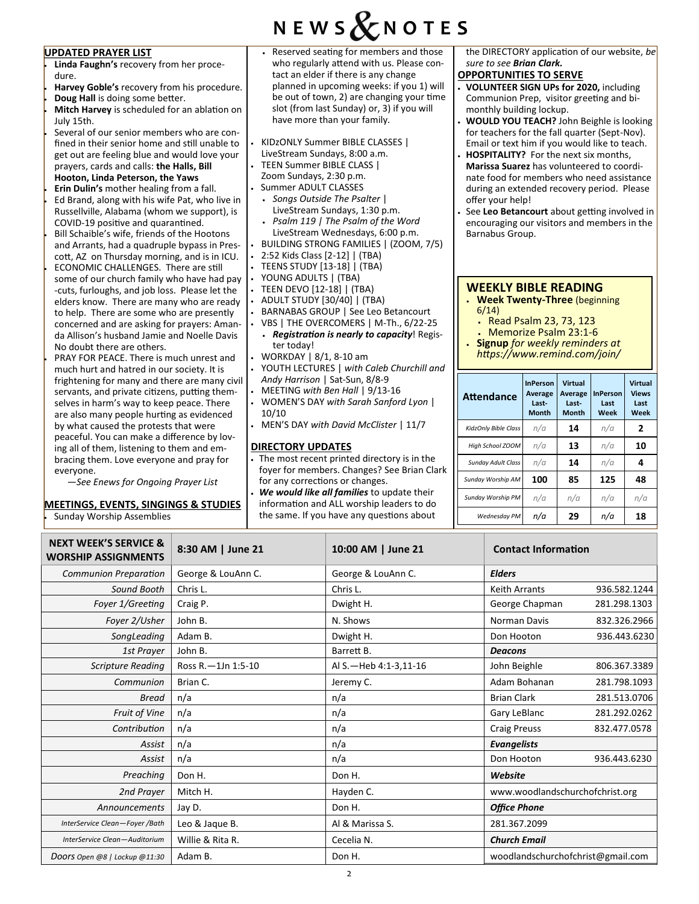# NEWS & NOTES

## UPDATED PRAYER LIST

- **Linda Faughn's** recovery from her procedure.
- **Harvey Goble's** recovery from his procedure.
- **Doug Hall** is doing some better.
- **Mitch Harvey** is scheduled for an ablation on July 15th.
- Several of our senior members who are confined in their senior home and still unable to get out are feeling blue and would love your prayers, cards and calls: **the Halls, Bill Hooton, Linda Peterson, the Yaws**
- **Erin Dulin's** mother healing from a fall.
- Ed Brand, along with his wife Pat, who live in Russellville, Alabama (whom we support), is COVID-19 positive and quarantined.
- Bill Schaible's wife, friends of the Hootons and Arrants, had a quadruple bypass in Prescott, AZ on Thursday morning, and is in ICU.
- ECONOMIC CHALLENGES. There are still some of our church family who have had pay-cuts, furloughs, and job loss. Please let the elders know. There are many who are ready to help. There are some who are presently concerned and are asking for prayers: Amanda Allison's husband Jamie and Noelle Davis No doubt there are others.
- PRAY FOR PEACE. There is much unrest and much hurt and hatred in our society. It is frightening for many and there are many civil servants, and private citizens, putting themselves in harm's way to keep peace. There are also many people hurting as evidenced by what caused the protests that were peaceful. You can make a difference by loving all of them, listening to them and embracing them. Love everyone and pray for everyone.

*—See Enews for Ongoing Prayer List*

## MEETINGS, EVENTS, SINGINGS & STUDIES

- Sunday Worship Assemblies
  - Reserved seating for members and those who regularly attend with us. Please contact an elder if there is any change planned in upcoming weeks: if you 1) will be out of town, 2) are changing your time slot (from last Sunday) or, 3) if you will have more than your family.
- KIDzONLY Summer BIBLE CLASSES | LiveStream Sundays, 8:00 a.m.
- TEEN Summer BIBLE CLASS | Zoom Sundays, 2:30 p.m.
- Summer ADULT CLASSES
  - *Songs Outside The Psalter* | LiveStream Sundays, 1:30 p.m.
  - *Psalm 119 | The Psalm of the Word* LiveStream Wednesdays, 6:00 p.m.
- BUILDING STRONG FAMILIES | (ZOOM, 7/5)
- 2:52 Kids Class [2-12] | (TBA)
- TEENS STUDY [13-18] | (TBA)
- YOUNG ADULTS | (TBA)
- TEEN DEVO [12-18] | (TBA)
- ADULT STUDY [30/40] | (TBA)
- BARNABAS GROUP | See Leo Betancourt
- VBS | THE OVERCOMERS | M-Th., 6/22-25
  - ***Registration is nearly to capacity***! Register today!
- WORKDAY | 8/1, 8-10 am
- YOUTH LECTURES | *with Caleb Churchill and Andy Harrison* | Sat-Sun, 8/8-9
- MEETING *with Ben Hall* | 9/13-16
- WOMEN'S DAY *with Sarah Sanford Lyon* | 10/10
- MEN'S DAY *with David McClister* | 11/7

## DIRECTORY UPDATES

- The most recent printed directory is in the foyer for members. Changes? See Brian Clark for any corrections or changes.
- ***We would like all families*** to update their information and ALL worship leaders to do the same. If you have any questions about the DIRECTORY application of our website, *be sure to see **Brian Clark.***

## OPPORTUNITIES TO SERVE

- **VOLUNTEER SIGN UPs for 2020,** including Communion Prep, visitor greeting and bi-monthly building lockup.
- **WOULD YOU TEACH?** John Beighle is looking for teachers for the fall quarter (Sept-Nov). Email or text him if you would like to teach.
- **HOSPITALITY?** For the next six months, **Marissa Suarez** has volunteered to coordinate food for members who need assistance during an extended recovery period. Please offer your help!
- See **Leo Betancourt** about getting involved in encouraging our visitors and members in the Barnabus Group.

## WEEKLY BIBLE READING

- **Week Twenty-Three** (beginning 6/14)
  - Read Psalm 23, 73, 123
  - Memorize Psalm 23:1-6
- **Signup** *for weekly reminders at https://www.remind.com/join/*

| Attendance | InPerson Average Last-Month | Virtual Average Last-Month | InPerson Last Week | Virtual Views Last Week |
|---|---|---|---|---|
| *KidzOnly Bible Class* | *n/a* | **14** | *n/a* | **2** |
| *High School ZOOM* | *n/a* | **13** | *n/a* | **10** |
| *Sunday Adult Class* | *n/a* | **14** | *n/a* | **4** |
| *Sunday Worship AM* | **100** | **85** | **125** | **48** |
| *Sunday Worship PM* | *n/a* | *n/a* | *n/a* | *n/a* |
| *Wednesday PM* | ***n/a*** | **29** | ***n/a*** | **18** |

| NEXT WEEK'S SERVICE & WORSHIP ASSIGNMENTS | 8:30 AM \| June 21 | 10:00 AM \| June 21 |
|---|---|---|
| *Communion Preparation* | George & LouAnn C. | George & LouAnn C. |
| *Sound Booth* | Chris L. | Chris L. |
| *Foyer 1/Greeting* | Craig P. | Dwight H. |
| *Foyer 2/Usher* | John B. | N. Shows |
| *SongLeading* | Adam B. | Dwight H. |
| *1st Prayer* | John B. | Barrett B. |
| *Scripture Reading* | Ross R.—1Jn 1:5-10 | Al S.—Heb 4:1-3,11-16 |
| *Communion* | Brian C. | Jeremy C. |
| *Bread* | n/a | n/a |
| *Fruit of Vine* | n/a | n/a |
| *Contribution* | n/a | n/a |
| *Assist* | n/a | n/a |
| *Assist* | n/a | n/a |
| *Preaching* | Don H. | Don H. |
| *2nd Prayer* | Mitch H. | Hayden C. |
| *Announcements* | Jay D. | Don H. |
| *InterService Clean—Foyer /Bath* | Leo & Jaque B. | Al & Marissa S. |
| *InterService Clean—Auditorium* | Willie & Rita R. | Cecelia N. |
| *Doors Open @8 \| Lockup @11:30* | Adam B. | Don H. |

| Contact Information | |
|---|---|
| ***Elders*** | |
| Keith Arrants | 936.582.1244 |
| George Chapman | 281.298.1303 |
| Norman Davis | 832.326.2966 |
| Don Hooton | 936.443.6230 |
| ***Deacons*** | |
| John Beighle | 806.367.3389 |
| Adam Bohanan | 281.798.1093 |
| Brian Clark | 281.513.0706 |
| Gary LeBlanc | 281.292.0262 |
| Craig Preuss | 832.477.0578 |
| ***Evangelists*** | |
| Don Hooton | 936.443.6230 |
| ***Website*** | |
| www.woodlandschurchofchrist.org | |
| ***Office Phone*** | |
| 281.367.2099 | |
| ***Church Email*** | |
| woodlandschurchofchrist@gmail.com | |